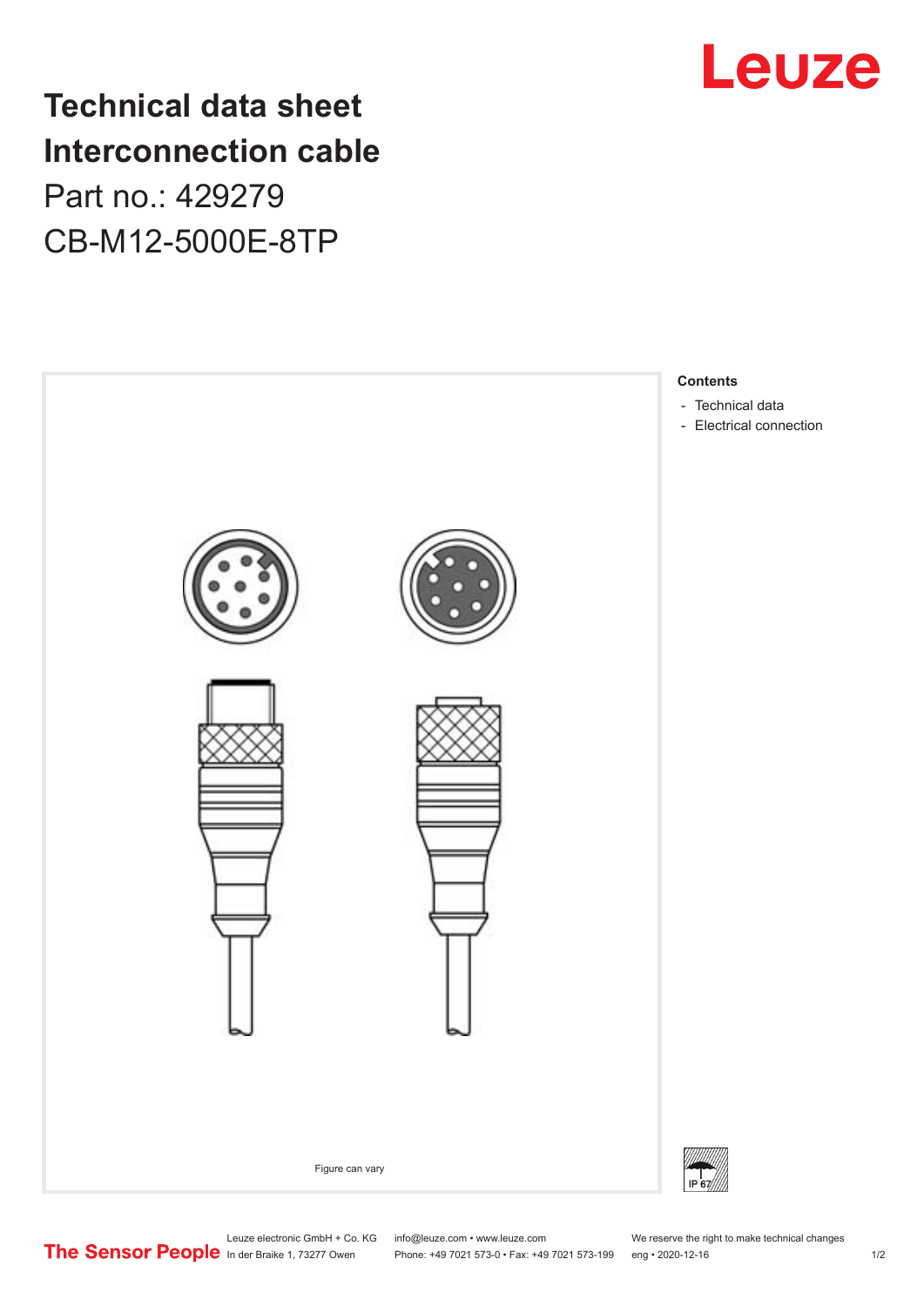# Technical data sheet
# Interconnection cable

Part no.: 429279

CB-M12-5000E-8TP

Figure can vary

**Contents**

- Technical data
- Electrical connection

Leuze electronic GmbH + Co. KG
In der Braike 1, 73277 Owen

info@leuze.com • www.leuze.com
Phone: +49 7021 573-0 • Fax: +49 7021 573-199

We reserve the right to make technical changes
eng • 2020-12-16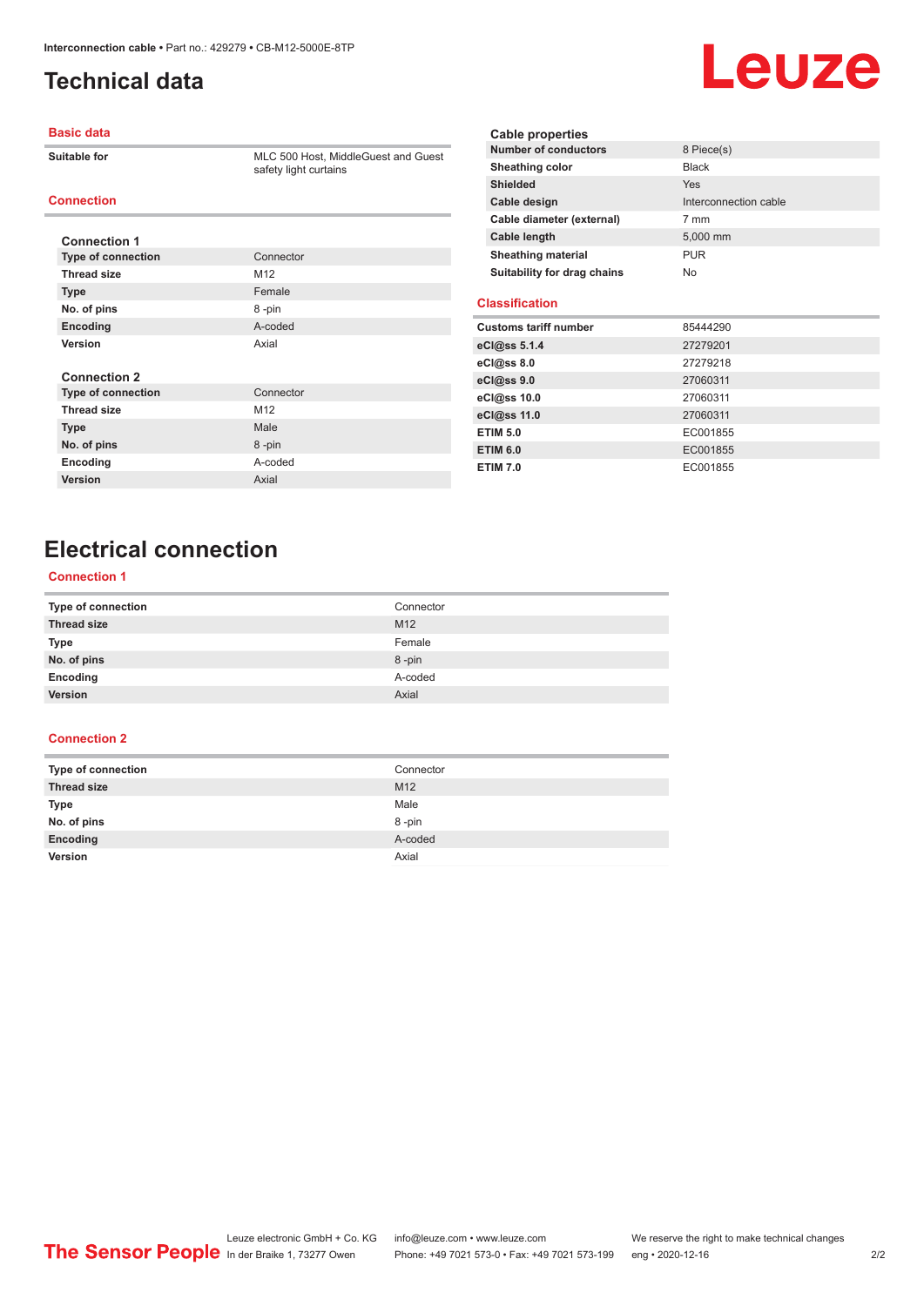# Technical data

## Basic data

| | |
|---|---|
| Suitable for | MLC 500 Host, MiddleGuest and Guest safety light curtains |

## Connection

### Connection 1

| | |
|---|---|
| Type of connection | Connector |
| Thread size | M12 |
| Type | Female |
| No. of pins | 8 -pin |
| Encoding | A-coded |
| Version | Axial |

### Connection 2

| | |
|---|---|
| Type of connection | Connector |
| Thread size | M12 |
| Type | Male |
| No. of pins | 8 -pin |
| Encoding | A-coded |
| Version | Axial |

### Cable properties

| | |
|---|---|
| Number of conductors | 8 Piece(s) |
| Sheathing color | Black |
| Shielded | Yes |
| Cable design | Interconnection cable |
| Cable diameter (external) | 7 mm |
| Cable length | 5,000 mm |
| Sheathing material | PUR |
| Suitability for drag chains | No |

## Classification

| | |
|---|---|
| Customs tariff number | 85444290 |
| eCl@ss 5.1.4 | 27279201 |
| eCl@ss 8.0 | 27279218 |
| eCl@ss 9.0 | 27060311 |
| eCl@ss 10.0 | 27060311 |
| eCl@ss 11.0 | 27060311 |
| ETIM 5.0 | EC001855 |
| ETIM 6.0 | EC001855 |
| ETIM 7.0 | EC001855 |

# Electrical connection

## Connection 1

| | |
|---|---|
| Type of connection | Connector |
| Thread size | M12 |
| Type | Female |
| No. of pins | 8 -pin |
| Encoding | A-coded |
| Version | Axial |

## Connection 2

| | |
|---|---|
| Type of connection | Connector |
| Thread size | M12 |
| Type | Male |
| No. of pins | 8 -pin |
| Encoding | A-coded |
| Version | Axial |